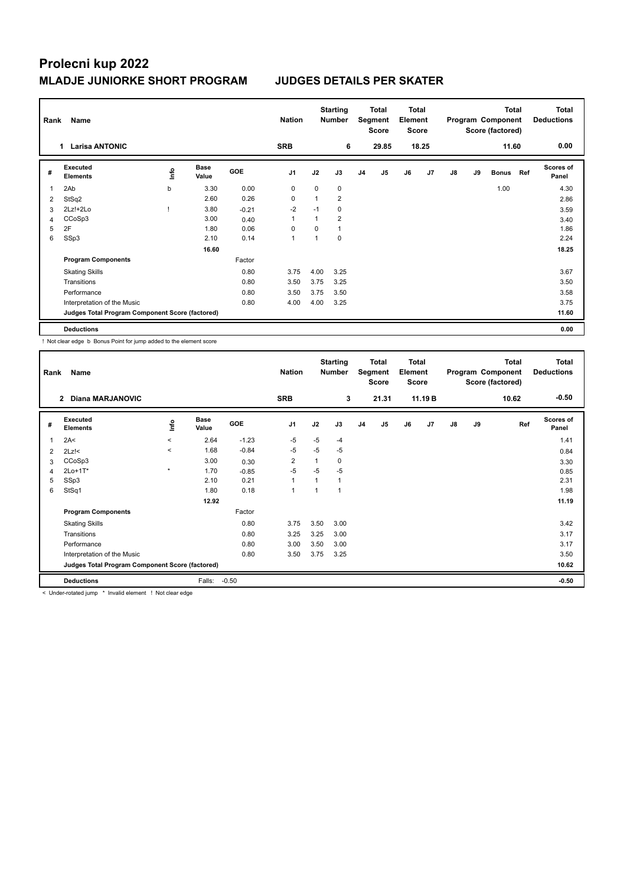# Prolecni kup 2022

## MLADJE JUNIORKE SHORT PROGRAM JUDGES DETAILS PER SKATER

| Rank | Name | Nation | Starting Number | Total Segment Score | Total Element Score | Total Program Component Score (factored) | Total Deductions |
|---|---|---|---|---|---|---|---|
| 1 | Larisa ANTONIC | SRB | 6 | 29.85 | 18.25 | 11.60 | 0.00 |

| # | Executed Elements | Info | Base Value | GOE | J1 | J2 | J3 | J4 | J5 | J6 | J7 | J8 | J9 | Bonus | Ref | Scores of Panel |
|---|---|---|---|---|---|---|---|---|---|---|---|---|---|---|---|---|
| 1 | 2Ab | b | 3.30 | 0.00 | 0 | 0 | 0 | | | | | | | 1.00 | | 4.30 |
| 2 | StSq2 | | 2.60 | 0.26 | 0 | 1 | 2 | | | | | | | | | 2.86 |
| 3 | 2Lz!+2Lo | ! | 3.80 | -0.21 | -2 | -1 | 0 | | | | | | | | | 3.59 |
| 4 | CCoSp3 | | 3.00 | 0.40 | 1 | 1 | 2 | | | | | | | | | 3.40 |
| 5 | 2F | | 1.80 | 0.06 | 0 | 0 | 1 | | | | | | | | | 1.86 |
| 6 | SSp3 | | 2.10 | 0.14 | 1 | 1 | 0 | | | | | | | | | 2.24 |
| | | | 16.60 | | | | | | | | | | | | | 18.25 |
| | **Program Components** | | | Factor | | | | | | | | | | | | |
| | Skating Skills | | | 0.80 | 3.75 | 4.00 | 3.25 | | | | | | | | | 3.67 |
| | Transitions | | | 0.80 | 3.50 | 3.75 | 3.25 | | | | | | | | | 3.50 |
| | Performance | | | 0.80 | 3.50 | 3.75 | 3.50 | | | | | | | | | 3.58 |
| | Interpretation of the Music | | | 0.80 | 4.00 | 4.00 | 3.25 | | | | | | | | | 3.75 |
| | **Judges Total Program Component Score (factored)** | | | | | | | | | | | | | | | 11.60 |
| | **Deductions** | | | | | | | | | | | | | | | 0.00 |

! Not clear edge b Bonus Point for jump added to the element score

| Rank | Name | Nation | Starting Number | Total Segment Score | Total Element Score | Total Program Component Score (factored) | Total Deductions |
|---|---|---|---|---|---|---|---|
| 2 | Diana MARJANOVIC | SRB | 3 | 21.31 | 11.19 B | 10.62 | -0.50 |

| # | Executed Elements | Info | Base Value | GOE | J1 | J2 | J3 | J4 | J5 | J6 | J7 | J8 | J9 | Ref | Scores of Panel |
|---|---|---|---|---|---|---|---|---|---|---|---|---|---|---|---|
| 1 | 2A< | < | 2.64 | -1.23 | -5 | -5 | -4 | | | | | | | | 1.41 |
| 2 | 2Lz!< | < | 1.68 | -0.84 | -5 | -5 | -5 | | | | | | | | 0.84 |
| 3 | CCoSp3 | | 3.00 | 0.30 | 2 | 1 | 0 | | | | | | | | 3.30 |
| 4 | 2Lo+1T* | * | 1.70 | -0.85 | -5 | -5 | -5 | | | | | | | | 0.85 |
| 5 | SSp3 | | 2.10 | 0.21 | 1 | 1 | 1 | | | | | | | | 2.31 |
| 6 | StSq1 | | 1.80 | 0.18 | 1 | 1 | 1 | | | | | | | | 1.98 |
| | | | 12.92 | | | | | | | | | | | | 11.19 |
| | **Program Components** | | | Factor | | | | | | | | | | | |
| | Skating Skills | | | 0.80 | 3.75 | 3.50 | 3.00 | | | | | | | | 3.42 |
| | Transitions | | | 0.80 | 3.25 | 3.25 | 3.00 | | | | | | | | 3.17 |
| | Performance | | | 0.80 | 3.00 | 3.50 | 3.00 | | | | | | | | 3.17 |
| | Interpretation of the Music | | | 0.80 | 3.50 | 3.75 | 3.25 | | | | | | | | 3.50 |
| | **Judges Total Program Component Score (factored)** | | | | | | | | | | | | | | 10.62 |
| | **Deductions** | | Falls: | -0.50 | | | | | | | | | | | -0.50 |

< Under-rotated jump * Invalid element ! Not clear edge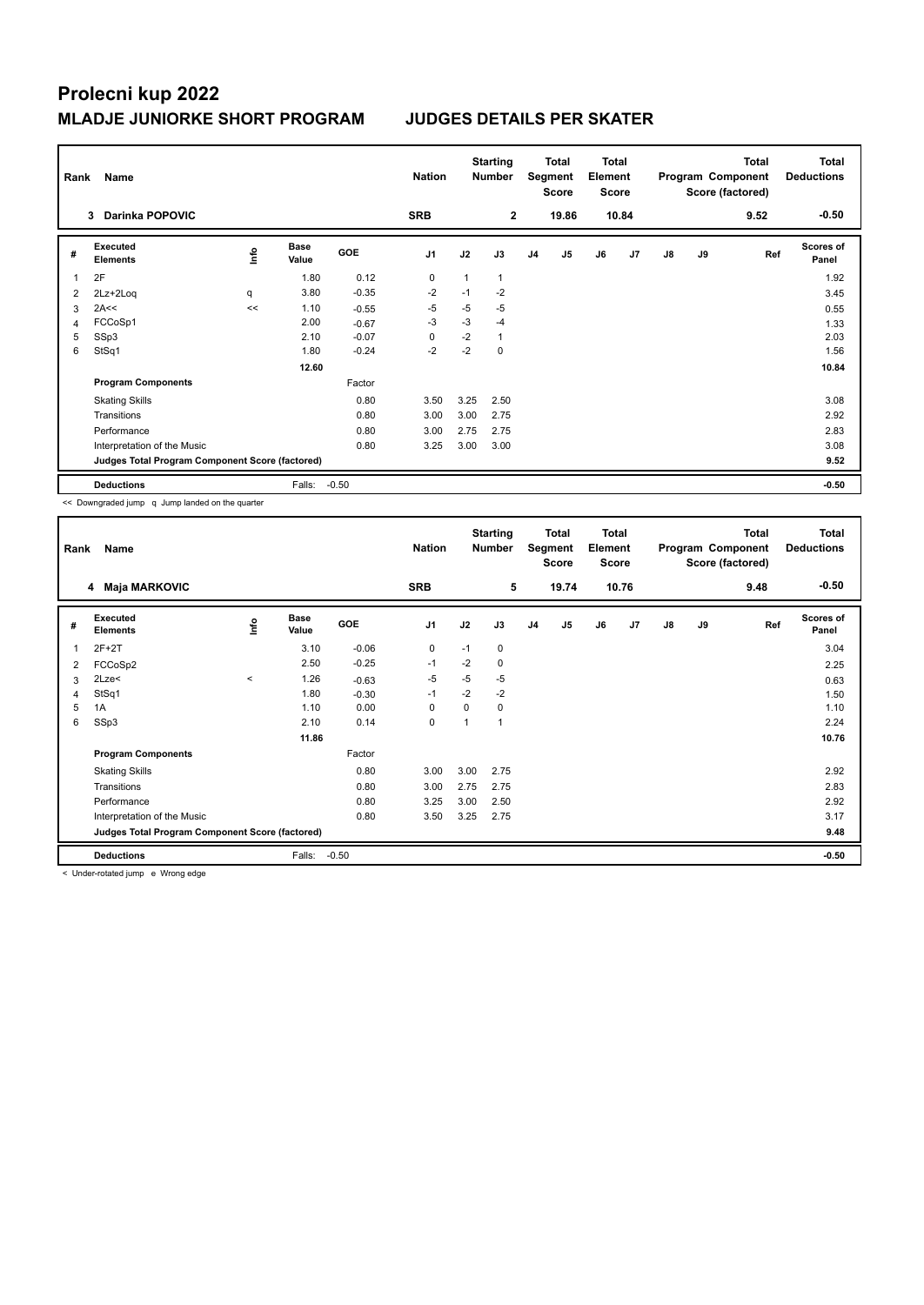# Prolecni kup 2022

## MLADJE JUNIORKE SHORT PROGRAM JUDGES DETAILS PER SKATER

| Rank | Name | Nation | Starting Number | Total Segment Score | Total Element Score | Total Program Component Score (factored) | Total Deductions |
|---|---|---|---|---|---|---|---|
| 3 | Darinka POPOVIC | SRB | 2 | 19.86 | 10.84 | 9.52 | -0.50 |

| # | Executed Elements | Info | Base Value | GOE | J1 | J2 | J3 | J4 | J5 | J6 | J7 | J8 | J9 | Ref | Scores of Panel |
|---|---|---|---|---|---|---|---|---|---|---|---|---|---|---|---|
| 1 | 2F | | 1.80 | 0.12 | 0 | 1 | 1 | | | | | | | | 1.92 |
| 2 | 2Lz+2Loq | q | 3.80 | -0.35 | -2 | -1 | -2 | | | | | | | | 3.45 |
| 3 | 2A<< | << | 1.10 | -0.55 | -5 | -5 | -5 | | | | | | | | 0.55 |
| 4 | FCCoSp1 | | 2.00 | -0.67 | -3 | -3 | -4 | | | | | | | | 1.33 |
| 5 | SSp3 | | 2.10 | -0.07 | 0 | -2 | 1 | | | | | | | | 2.03 |
| 6 | StSq1 | | 1.80 | -0.24 | -2 | -2 | 0 | | | | | | | | 1.56 |
| | | | 12.60 | | | | | | | | | | | | 10.84 |
| | **Program Components** | | | Factor | | | | | | | | | | | |
| | Skating Skills | | | 0.80 | 3.50 | 3.25 | 2.50 | | | | | | | | 3.08 |
| | Transitions | | | 0.80 | 3.00 | 3.00 | 2.75 | | | | | | | | 2.92 |
| | Performance | | | 0.80 | 3.00 | 2.75 | 2.75 | | | | | | | | 2.83 |
| | Interpretation of the Music | | | 0.80 | 3.25 | 3.00 | 3.00 | | | | | | | | 3.08 |
| | **Judges Total Program Component Score (factored)** | | | | | | | | | | | | | | 9.52 |
| | **Deductions** | | Falls: | -0.50 | | | | | | | | | | | -0.50 |

<< Downgraded jump q Jump landed on the quarter

| Rank | Name | Nation | Starting Number | Total Segment Score | Total Element Score | Total Program Component Score (factored) | Total Deductions |
|---|---|---|---|---|---|---|---|
| 4 | Maja MARKOVIC | SRB | 5 | 19.74 | 10.76 | 9.48 | -0.50 |

| # | Executed Elements | Info | Base Value | GOE | J1 | J2 | J3 | J4 | J5 | J6 | J7 | J8 | J9 | Ref | Scores of Panel |
|---|---|---|---|---|---|---|---|---|---|---|---|---|---|---|---|
| 1 | 2F+2T | | 3.10 | -0.06 | 0 | -1 | 0 | | | | | | | | 3.04 |
| 2 | FCCoSp2 | | 2.50 | -0.25 | -1 | -2 | 0 | | | | | | | | 2.25 |
| 3 | 2Lze< | < | 1.26 | -0.63 | -5 | -5 | -5 | | | | | | | | 0.63 |
| 4 | StSq1 | | 1.80 | -0.30 | -1 | -2 | -2 | | | | | | | | 1.50 |
| 5 | 1A | | 1.10 | 0.00 | 0 | 0 | 0 | | | | | | | | 1.10 |
| 6 | SSp3 | | 2.10 | 0.14 | 0 | 1 | 1 | | | | | | | | 2.24 |
| | | | 11.86 | | | | | | | | | | | | 10.76 |
| | **Program Components** | | | Factor | | | | | | | | | | | |
| | Skating Skills | | | 0.80 | 3.00 | 3.00 | 2.75 | | | | | | | | 2.92 |
| | Transitions | | | 0.80 | 3.00 | 2.75 | 2.75 | | | | | | | | 2.83 |
| | Performance | | | 0.80 | 3.25 | 3.00 | 2.50 | | | | | | | | 2.92 |
| | Interpretation of the Music | | | 0.80 | 3.50 | 3.25 | 2.75 | | | | | | | | 3.17 |
| | **Judges Total Program Component Score (factored)** | | | | | | | | | | | | | | 9.48 |
| | **Deductions** | | Falls: | -0.50 | | | | | | | | | | | -0.50 |

< Under-rotated jump e Wrong edge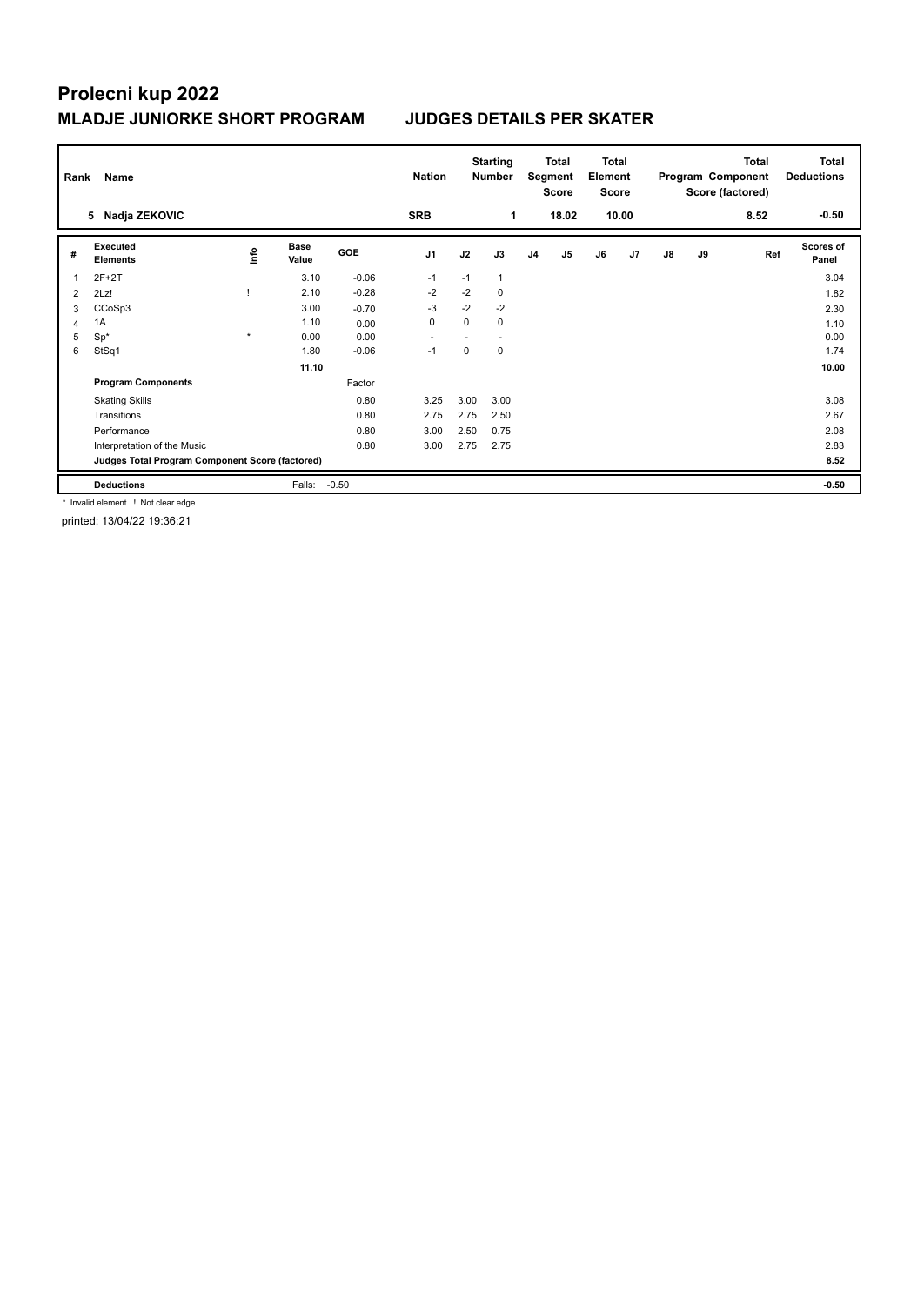# Prolecni kup 2022

## MLADJE JUNIORKE SHORT PROGRAM JUDGES DETAILS PER SKATER

| Rank | Name | Nation | Starting Number | Total Segment Score | Total Element Score | Total Program Component Score (factored) | Total Deductions |
|---|---|---|---|---|---|---|---|
| 5 | Nadja ZEKOVIC | SRB | 1 | 18.02 | 10.00 | 8.52 | -0.50 |

| # | Executed Elements | Info | Base Value | GOE | J1 | J2 | J3 | J4 | J5 | J6 | J7 | J8 | J9 | Ref | Scores of Panel |
|---|---|---|---|---|---|---|---|---|---|---|---|---|---|---|---|
| 1 | 2F+2T | | 3.10 | -0.06 | -1 | -1 | 1 | | | | | | | | 3.04 |
| 2 | 2Lz! | ! | 2.10 | -0.28 | -2 | -2 | 0 | | | | | | | | 1.82 |
| 3 | CCoSp3 | | 3.00 | -0.70 | -3 | -2 | -2 | | | | | | | | 2.30 |
| 4 | 1A | | 1.10 | 0.00 | 0 | 0 | 0 | | | | | | | | 1.10 |
| 5 | Sp* | * | 0.00 | 0.00 | - | - | - | | | | | | | | 0.00 |
| 6 | StSq1 | | 1.80 | -0.06 | -1 | 0 | 0 | | | | | | | | 1.74 |
| | | | 11.10 | | | | | | | | | | | | 10.00 |
| | **Program Components** | | | Factor | | | | | | | | | | | |
| | Skating Skills | | | 0.80 | 3.25 | 3.00 | 3.00 | | | | | | | | 3.08 |
| | Transitions | | | 0.80 | 2.75 | 2.75 | 2.50 | | | | | | | | 2.67 |
| | Performance | | | 0.80 | 3.00 | 2.50 | 0.75 | | | | | | | | 2.08 |
| | Interpretation of the Music | | | 0.80 | 3.00 | 2.75 | 2.75 | | | | | | | | 2.83 |
| | **Judges Total Program Component Score (factored)** | | | | | | | | | | | | | | 8.52 |
| | **Deductions** | | Falls: | -0.50 | | | | | | | | | | | -0.50 |

\* Invalid element ! Not clear edge

printed: 13/04/22 19:36:21